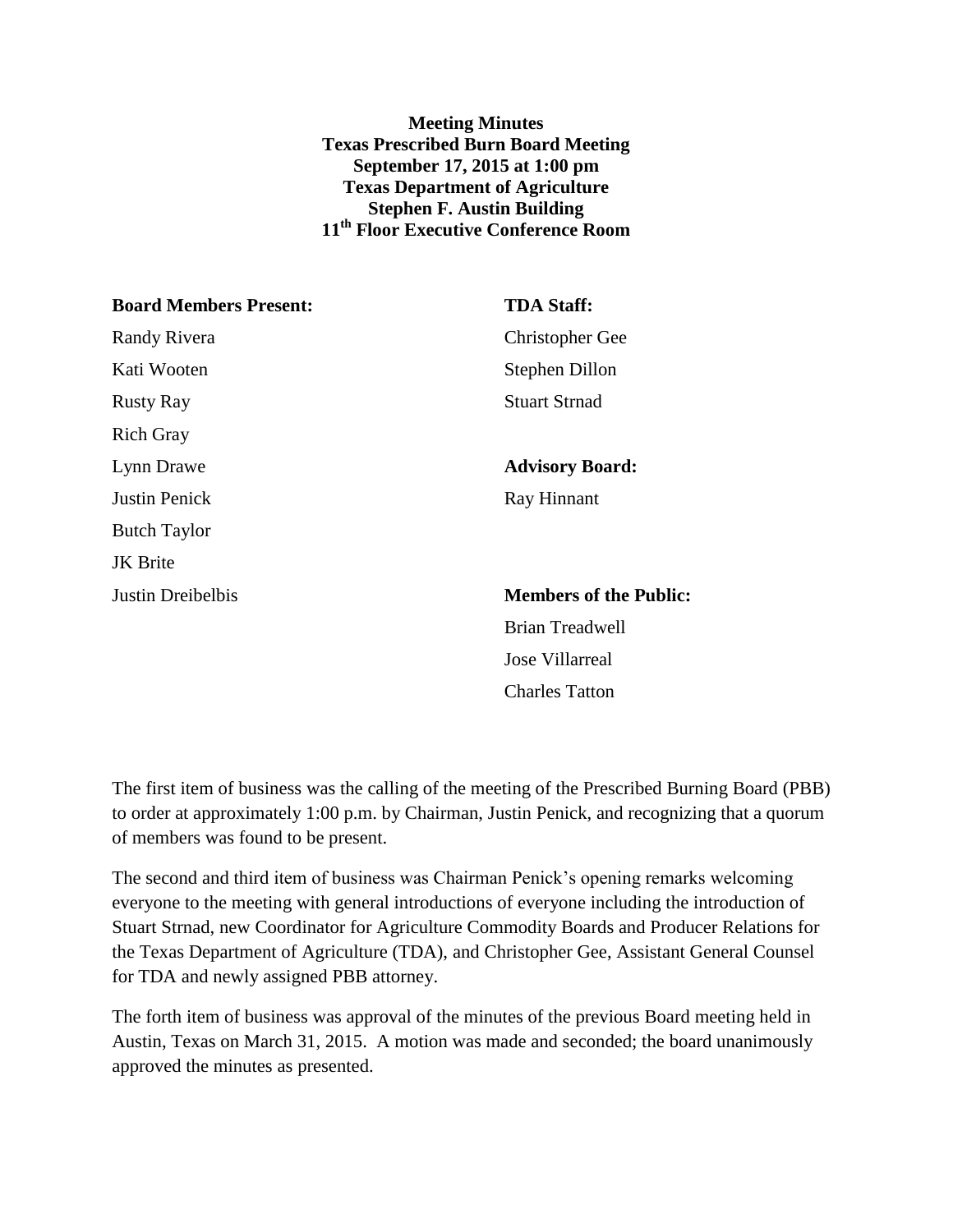**Meeting Minutes**
**Texas Prescribed Burn Board Meeting**
**September 17, 2015 at 1:00 pm**
**Texas Department of Agriculture**
**Stephen F. Austin Building**
**11th Floor Executive Conference Room**

**Board Members Present:**

Randy Rivera
Kati Wooten
Rusty Ray
Rich Gray
Lynn Drawe
Justin Penick
Butch Taylor
JK Brite
Justin Dreibelbis

**TDA Staff:**

Christopher Gee
Stephen Dillon
Stuart Strnad

**Advisory Board:**

Ray Hinnant

**Members of the Public:**

Brian Treadwell
Jose Villarreal
Charles Tatton

The first item of business was the calling of the meeting of the Prescribed Burning Board (PBB) to order at approximately 1:00 p.m. by Chairman, Justin Penick, and recognizing that a quorum of members was found to be present.

The second and third item of business was Chairman Penick's opening remarks welcoming everyone to the meeting with general introductions of everyone including the introduction of Stuart Strnad, new Coordinator for Agriculture Commodity Boards and Producer Relations for the Texas Department of Agriculture (TDA), and Christopher Gee, Assistant General Counsel for TDA and newly assigned PBB attorney.

The forth item of business was approval of the minutes of the previous Board meeting held in Austin, Texas on March 31, 2015. A motion was made and seconded; the board unanimously approved the minutes as presented.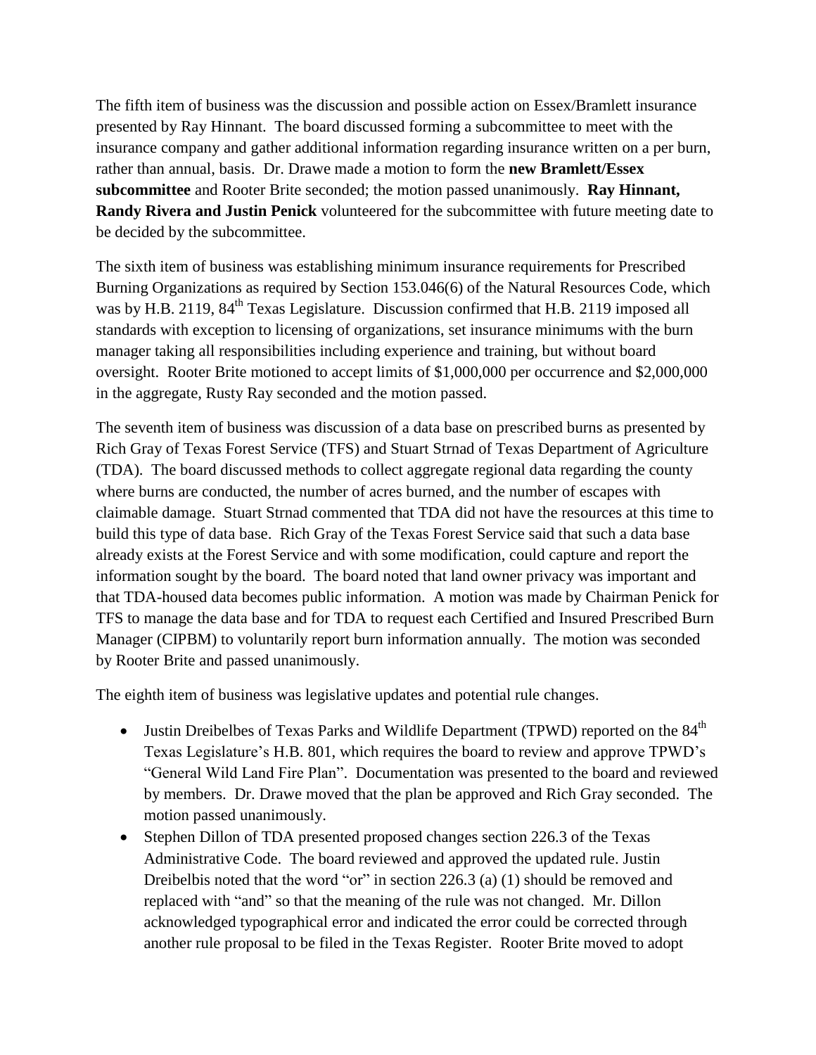The fifth item of business was the discussion and possible action on Essex/Bramlett insurance presented by Ray Hinnant. The board discussed forming a subcommittee to meet with the insurance company and gather additional information regarding insurance written on a per burn, rather than annual, basis. Dr. Drawe made a motion to form the **new Bramlett/Essex subcommittee** and Rooter Brite seconded; the motion passed unanimously. **Ray Hinnant, Randy Rivera and Justin Penick** volunteered for the subcommittee with future meeting date to be decided by the subcommittee.

The sixth item of business was establishing minimum insurance requirements for Prescribed Burning Organizations as required by Section 153.046(6) of the Natural Resources Code, which was by H.B. 2119, 84th Texas Legislature. Discussion confirmed that H.B. 2119 imposed all standards with exception to licensing of organizations, set insurance minimums with the burn manager taking all responsibilities including experience and training, but without board oversight. Rooter Brite motioned to accept limits of $1,000,000 per occurrence and $2,000,000 in the aggregate, Rusty Ray seconded and the motion passed.

The seventh item of business was discussion of a data base on prescribed burns as presented by Rich Gray of Texas Forest Service (TFS) and Stuart Strnad of Texas Department of Agriculture (TDA). The board discussed methods to collect aggregate regional data regarding the county where burns are conducted, the number of acres burned, and the number of escapes with claimable damage. Stuart Strnad commented that TDA did not have the resources at this time to build this type of data base. Rich Gray of the Texas Forest Service said that such a data base already exists at the Forest Service and with some modification, could capture and report the information sought by the board. The board noted that land owner privacy was important and that TDA-housed data becomes public information. A motion was made by Chairman Penick for TFS to manage the data base and for TDA to request each Certified and Insured Prescribed Burn Manager (CIPBM) to voluntarily report burn information annually. The motion was seconded by Rooter Brite and passed unanimously.

The eighth item of business was legislative updates and potential rule changes.

- Justin Dreibelbes of Texas Parks and Wildlife Department (TPWD) reported on the 84th Texas Legislature's H.B. 801, which requires the board to review and approve TPWD's "General Wild Land Fire Plan". Documentation was presented to the board and reviewed by members. Dr. Drawe moved that the plan be approved and Rich Gray seconded. The motion passed unanimously.
- Stephen Dillon of TDA presented proposed changes section 226.3 of the Texas Administrative Code. The board reviewed and approved the updated rule. Justin Dreibelbis noted that the word "or" in section 226.3 (a) (1) should be removed and replaced with "and" so that the meaning of the rule was not changed. Mr. Dillon acknowledged typographical error and indicated the error could be corrected through another rule proposal to be filed in the Texas Register. Rooter Brite moved to adopt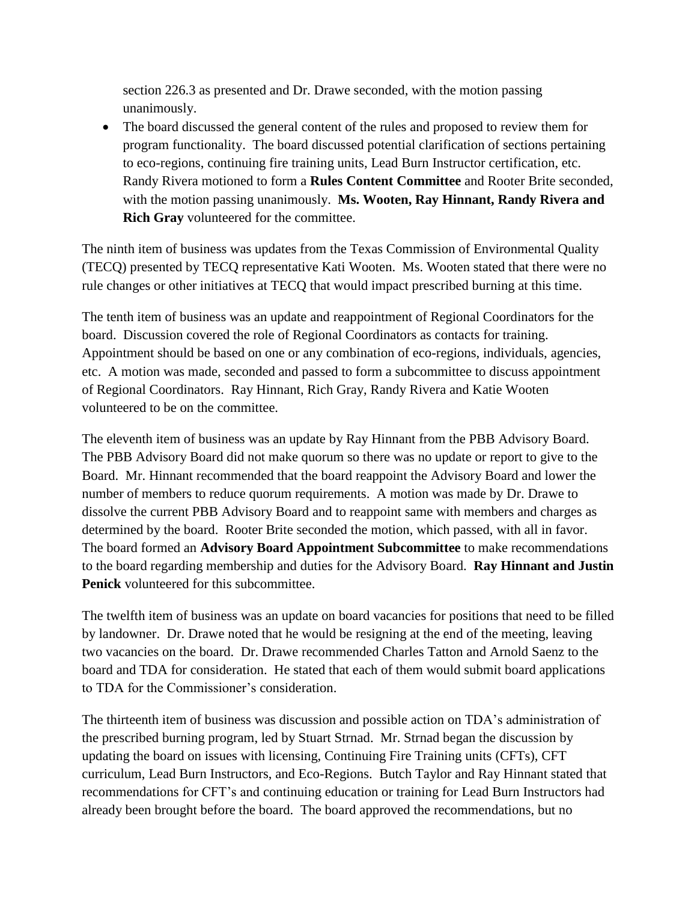section 226.3 as presented and Dr. Drawe seconded, with the motion passing unanimously.

- The board discussed the general content of the rules and proposed to review them for program functionality. The board discussed potential clarification of sections pertaining to eco-regions, continuing fire training units, Lead Burn Instructor certification, etc. Randy Rivera motioned to form a **Rules Content Committee** and Rooter Brite seconded, with the motion passing unanimously. **Ms. Wooten, Ray Hinnant, Randy Rivera and Rich Gray** volunteered for the committee.

The ninth item of business was updates from the Texas Commission of Environmental Quality (TECQ) presented by TECQ representative Kati Wooten. Ms. Wooten stated that there were no rule changes or other initiatives at TECQ that would impact prescribed burning at this time.

The tenth item of business was an update and reappointment of Regional Coordinators for the board. Discussion covered the role of Regional Coordinators as contacts for training. Appointment should be based on one or any combination of eco-regions, individuals, agencies, etc. A motion was made, seconded and passed to form a subcommittee to discuss appointment of Regional Coordinators. Ray Hinnant, Rich Gray, Randy Rivera and Katie Wooten volunteered to be on the committee.

The eleventh item of business was an update by Ray Hinnant from the PBB Advisory Board. The PBB Advisory Board did not make quorum so there was no update or report to give to the Board. Mr. Hinnant recommended that the board reappoint the Advisory Board and lower the number of members to reduce quorum requirements. A motion was made by Dr. Drawe to dissolve the current PBB Advisory Board and to reappoint same with members and charges as determined by the board. Rooter Brite seconded the motion, which passed, with all in favor. The board formed an **Advisory Board Appointment Subcommittee** to make recommendations to the board regarding membership and duties for the Advisory Board. **Ray Hinnant and Justin Penick** volunteered for this subcommittee.

The twelfth item of business was an update on board vacancies for positions that need to be filled by landowner. Dr. Drawe noted that he would be resigning at the end of the meeting, leaving two vacancies on the board. Dr. Drawe recommended Charles Tatton and Arnold Saenz to the board and TDA for consideration. He stated that each of them would submit board applications to TDA for the Commissioner's consideration.

The thirteenth item of business was discussion and possible action on TDA's administration of the prescribed burning program, led by Stuart Strnad. Mr. Strnad began the discussion by updating the board on issues with licensing, Continuing Fire Training units (CFTs), CFT curriculum, Lead Burn Instructors, and Eco-Regions. Butch Taylor and Ray Hinnant stated that recommendations for CFT's and continuing education or training for Lead Burn Instructors had already been brought before the board. The board approved the recommendations, but no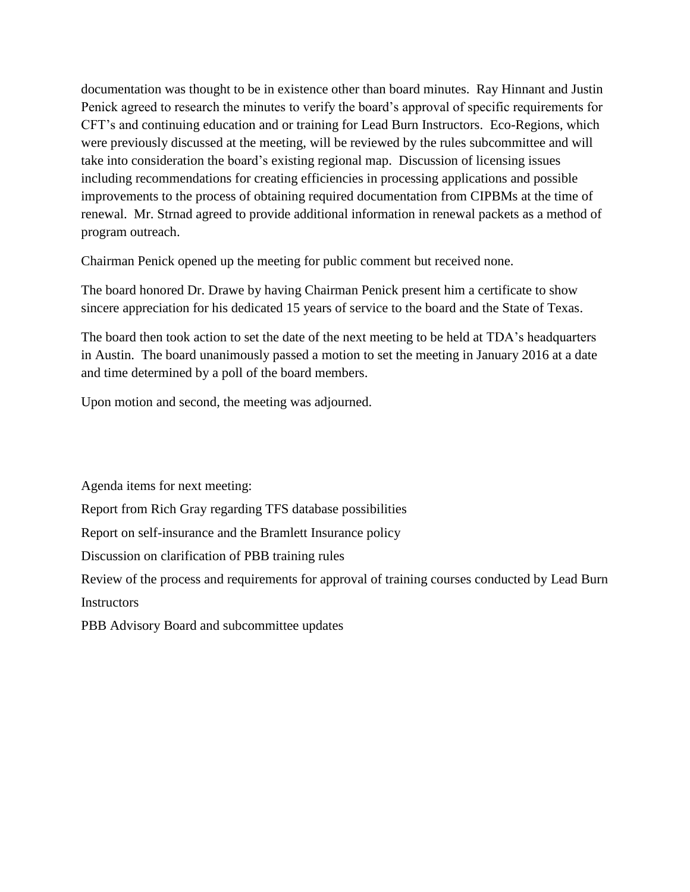documentation was thought to be in existence other than board minutes. Ray Hinnant and Justin Penick agreed to research the minutes to verify the board's approval of specific requirements for CFT's and continuing education and or training for Lead Burn Instructors. Eco-Regions, which were previously discussed at the meeting, will be reviewed by the rules subcommittee and will take into consideration the board's existing regional map. Discussion of licensing issues including recommendations for creating efficiencies in processing applications and possible improvements to the process of obtaining required documentation from CIPBMs at the time of renewal. Mr. Strnad agreed to provide additional information in renewal packets as a method of program outreach.

Chairman Penick opened up the meeting for public comment but received none.

The board honored Dr. Drawe by having Chairman Penick present him a certificate to show sincere appreciation for his dedicated 15 years of service to the board and the State of Texas.

The board then took action to set the date of the next meeting to be held at TDA's headquarters in Austin. The board unanimously passed a motion to set the meeting in January 2016 at a date and time determined by a poll of the board members.

Upon motion and second, the meeting was adjourned.

Agenda items for next meeting:

Report from Rich Gray regarding TFS database possibilities

Report on self-insurance and the Bramlett Insurance policy

Discussion on clarification of PBB training rules

Review of the process and requirements for approval of training courses conducted by Lead Burn Instructors

PBB Advisory Board and subcommittee updates